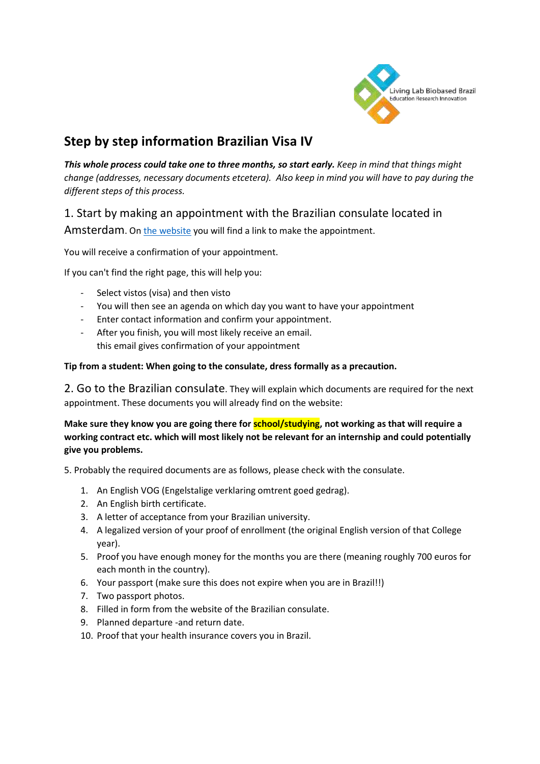# Step by step information Brazilian Visa IV

***This whole process could take one to three months, so start early.*** *Keep in mind that things might change (addresses, necessary documents etcetera). Also keep in mind you will have to pay during the different steps of this process.*

## 1. Start by making an appointment with the Brazilian consulate located in Amsterdam. 

On the website you will find a link to make the appointment.

You will receive a confirmation of your appointment.

If you can't find the right page, this will help you:

- Select vistos (visa) and then visto
- You will then see an agenda on which day you want to have your appointment
- Enter contact information and confirm your appointment.
- After you finish, you will most likely receive an email.
  this email gives confirmation of your appointment

**Tip from a student: When going to the consulate, dress formally as a precaution.**

## 2. Go to the Brazilian consulate. 

They will explain which documents are required for the next appointment. These documents you will already find on the website:

**Make sure they know you are going there for school/studying, not working as that will require a working contract etc. which will most likely not be relevant for an internship and could potentially give you problems.**

5. Probably the required documents are as follows, please check with the consulate.

1. An English VOG (Engelstalige verklaring omtrent goed gedrag).
2. An English birth certificate.
3. A letter of acceptance from your Brazilian university.
4. A legalized version of your proof of enrollment (the original English version of that College year).
5. Proof you have enough money for the months you are there (meaning roughly 700 euros for each month in the country).
6. Your passport (make sure this does not expire when you are in Brazil!!)
7. Two passport photos.
8. Filled in form from the website of the Brazilian consulate.
9. Planned departure -and return date.
10. Proof that your health insurance covers you in Brazil.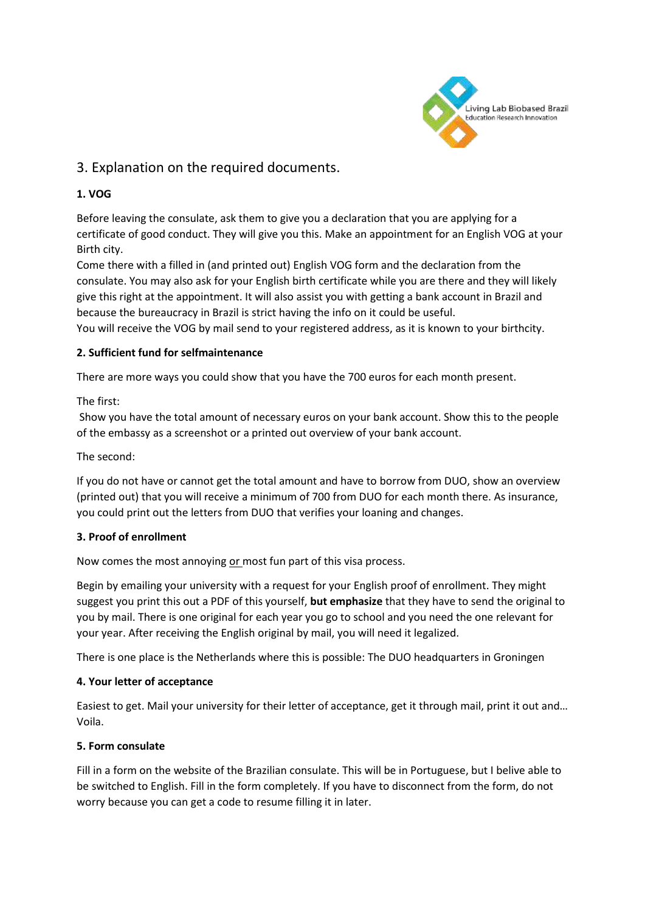## 3. Explanation on the required documents.

**1. VOG**

Before leaving the consulate, ask them to give you a declaration that you are applying for a certificate of good conduct. They will give you this. Make an appointment for an English VOG at your Birth city.
Come there with a filled in (and printed out) English VOG form and the declaration from the consulate. You may also ask for your English birth certificate while you are there and they will likely give this right at the appointment. It will also assist you with getting a bank account in Brazil and because the bureaucracy in Brazil is strict having the info on it could be useful.
You will receive the VOG by mail send to your registered address, as it is known to your birthcity.

**2. Sufficient fund for selfmaintenance**

There are more ways you could show that you have the 700 euros for each month present.

The first:
Show you have the total amount of necessary euros on your bank account. Show this to the people of the embassy as a screenshot or a printed out overview of your bank account.

The second:

If you do not have or cannot get the total amount and have to borrow from DUO, show an overview (printed out) that you will receive a minimum of 700 from DUO for each month there. As insurance, you could print out the letters from DUO that verifies your loaning and changes.

**3. Proof of enrollment**

Now comes the most annoying or most fun part of this visa process.

Begin by emailing your university with a request for your English proof of enrollment. They might suggest you print this out a PDF of this yourself, **but emphasize** that they have to send the original to you by mail. There is one original for each year you go to school and you need the one relevant for your year. After receiving the English original by mail, you will need it legalized.

There is one place is the Netherlands where this is possible: The DUO headquarters in Groningen

**4. Your letter of acceptance**

Easiest to get. Mail your university for their letter of acceptance, get it through mail, print it out and… Voila.

**5. Form consulate**

Fill in a form on the website of the Brazilian consulate. This will be in Portuguese, but I belive able to be switched to English. Fill in the form completely. If you have to disconnect from the form, do not worry because you can get a code to resume filling it in later.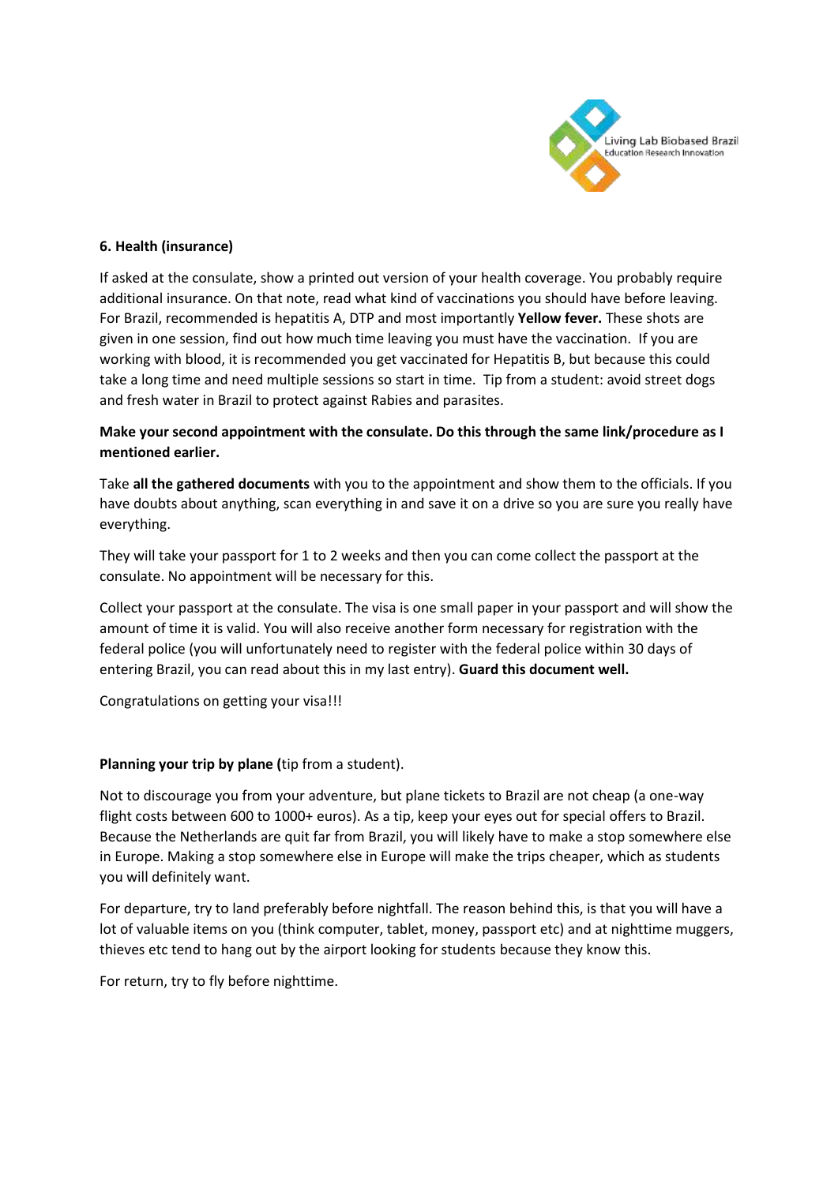**6. Health (insurance)**

If asked at the consulate, show a printed out version of your health coverage. You probably require additional insurance. On that note, read what kind of vaccinations you should have before leaving. For Brazil, recommended is hepatitis A, DTP and most importantly **Yellow fever.** These shots are given in one session, find out how much time leaving you must have the vaccination. If you are working with blood, it is recommended you get vaccinated for Hepatitis B, but because this could take a long time and need multiple sessions so start in time. Tip from a student: avoid street dogs and fresh water in Brazil to protect against Rabies and parasites.

**Make your second appointment with the consulate. Do this through the same link/procedure as I mentioned earlier.**

Take **all the gathered documents** with you to the appointment and show them to the officials. If you have doubts about anything, scan everything in and save it on a drive so you are sure you really have everything.

They will take your passport for 1 to 2 weeks and then you can come collect the passport at the consulate. No appointment will be necessary for this.

Collect your passport at the consulate. The visa is one small paper in your passport and will show the amount of time it is valid. You will also receive another form necessary for registration with the federal police (you will unfortunately need to register with the federal police within 30 days of entering Brazil, you can read about this in my last entry). **Guard this document well.**

Congratulations on getting your visa!!!

**Planning your trip by plane (**tip from a student).

Not to discourage you from your adventure, but plane tickets to Brazil are not cheap (a one-way flight costs between 600 to 1000+ euros). As a tip, keep your eyes out for special offers to Brazil. Because the Netherlands are quit far from Brazil, you will likely have to make a stop somewhere else in Europe. Making a stop somewhere else in Europe will make the trips cheaper, which as students you will definitely want.

For departure, try to land preferably before nightfall. The reason behind this, is that you will have a lot of valuable items on you (think computer, tablet, money, passport etc) and at nighttime muggers, thieves etc tend to hang out by the airport looking for students because they know this.

For return, try to fly before nighttime.